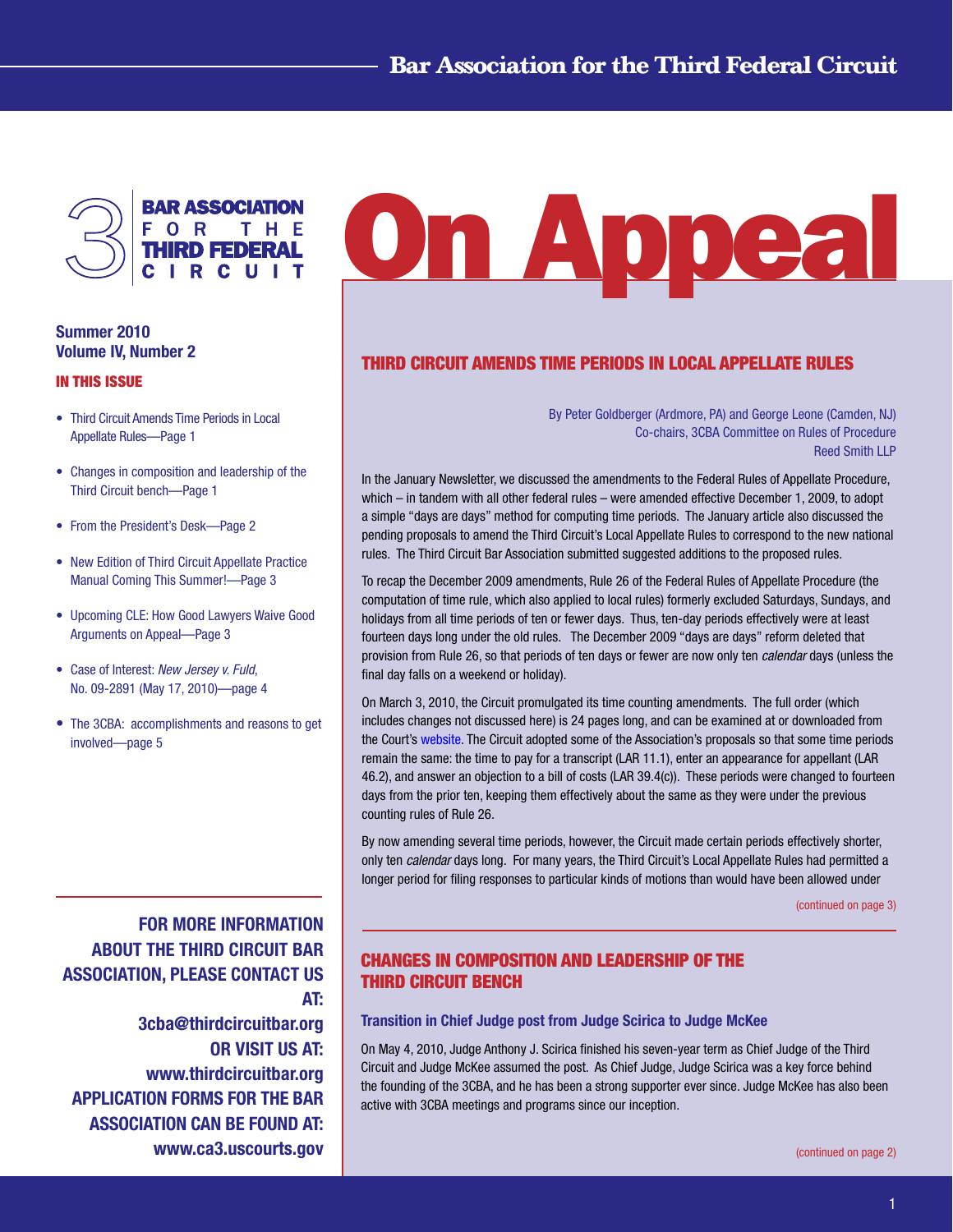# Bar Association for the Third Federal Circuit

BAR ASSOCIATION FOR THE THIRD FEDERAL CIRCUIT

# On Appeal

**Summer 2010**
**Volume IV, Number 2**

**IN THIS ISSUE**

- Third Circuit Amends Time Periods in Local Appellate Rules—Page 1
- Changes in composition and leadership of the Third Circuit bench—Page 1
- From the President's Desk—Page 2
- New Edition of Third Circuit Appellate Practice Manual Coming This Summer!—Page 3
- Upcoming CLE: How Good Lawyers Waive Good Arguments on Appeal—Page 3
- Case of Interest: *New Jersey v. Fuld*, No. 09-2891 (May 17, 2010)—page 4
- The 3CBA: accomplishments and reasons to get involved—page 5

**FOR MORE INFORMATION ABOUT THE THIRD CIRCUIT BAR ASSOCIATION, PLEASE CONTACT US AT: 3cba@thirdcircuitbar.org OR VISIT US AT: www.thirdcircuitbar.org APPLICATION FORMS FOR THE BAR ASSOCIATION CAN BE FOUND AT: www.ca3.uscourts.gov**

## THIRD CIRCUIT AMENDS TIME PERIODS IN LOCAL APPELLATE RULES

By Peter Goldberger (Ardmore, PA) and George Leone (Camden, NJ)
Co-chairs, 3CBA Committee on Rules of Procedure
Reed Smith LLP

In the January Newsletter, we discussed the amendments to the Federal Rules of Appellate Procedure, which – in tandem with all other federal rules – were amended effective December 1, 2009, to adopt a simple "days are days" method for computing time periods. The January article also discussed the pending proposals to amend the Third Circuit's Local Appellate Rules to correspond to the new national rules. The Third Circuit Bar Association submitted suggested additions to the proposed rules.

To recap the December 2009 amendments, Rule 26 of the Federal Rules of Appellate Procedure (the computation of time rule, which also applied to local rules) formerly excluded Saturdays, Sundays, and holidays from all time periods of ten or fewer days. Thus, ten-day periods effectively were at least fourteen days long under the old rules. The December 2009 "days are days" reform deleted that provision from Rule 26, so that periods of ten days or fewer are now only ten *calendar* days (unless the final day falls on a weekend or holiday).

On March 3, 2010, the Circuit promulgated its time counting amendments. The full order (which includes changes not discussed here) is 24 pages long, and can be examined at or downloaded from the Court's website. The Circuit adopted some of the Association's proposals so that some time periods remain the same: the time to pay for a transcript (LAR 11.1), enter an appearance for appellant (LAR 46.2), and answer an objection to a bill of costs (LAR 39.4(c)). These periods were changed to fourteen days from the prior ten, keeping them effectively about the same as they were under the previous counting rules of Rule 26.

By now amending several time periods, however, the Circuit made certain periods effectively shorter, only ten *calendar* days long. For many years, the Third Circuit's Local Appellate Rules had permitted a longer period for filing responses to particular kinds of motions than would have been allowed under

(continued on page 3)

## CHANGES IN COMPOSITION AND LEADERSHIP OF THE THIRD CIRCUIT BENCH

### Transition in Chief Judge post from Judge Scirica to Judge McKee

On May 4, 2010, Judge Anthony J. Scirica finished his seven-year term as Chief Judge of the Third Circuit and Judge McKee assumed the post. As Chief Judge, Judge Scirica was a key force behind the founding of the 3CBA, and he has been a strong supporter ever since. Judge McKee has also been active with 3CBA meetings and programs since our inception.

(continued on page 2)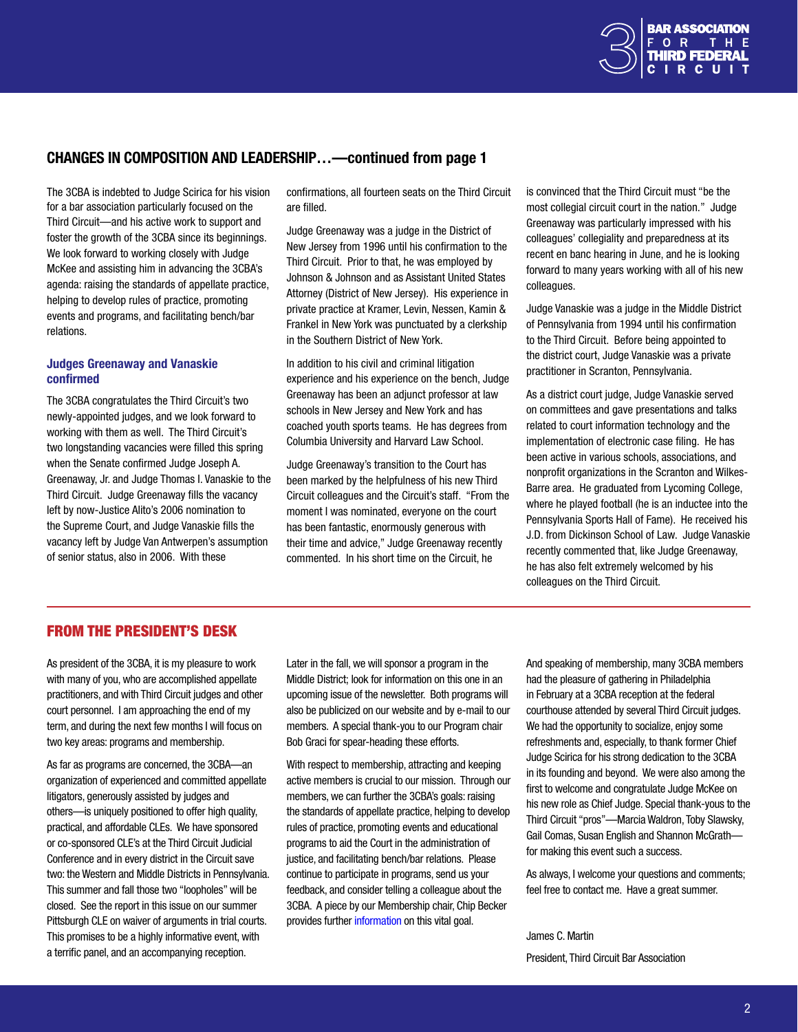## CHANGES IN COMPOSITION AND LEADERSHIP…—continued from page 1

The 3CBA is indebted to Judge Scirica for his vision for a bar association particularly focused on the Third Circuit—and his active work to support and foster the growth of the 3CBA since its beginnings. We look forward to working closely with Judge McKee and assisting him in advancing the 3CBA's agenda: raising the standards of appellate practice, helping to develop rules of practice, promoting events and programs, and facilitating bench/bar relations.

### Judges Greenaway and Vanaskie confirmed

The 3CBA congratulates the Third Circuit's two newly-appointed judges, and we look forward to working with them as well. The Third Circuit's two longstanding vacancies were filled this spring when the Senate confirmed Judge Joseph A. Greenaway, Jr. and Judge Thomas I. Vanaskie to the Third Circuit. Judge Greenaway fills the vacancy left by now-Justice Alito's 2006 nomination to the Supreme Court, and Judge Vanaskie fills the vacancy left by Judge Van Antwerpen's assumption of senior status, also in 2006. With these confirmations, all fourteen seats on the Third Circuit are filled.

Judge Greenaway was a judge in the District of New Jersey from 1996 until his confirmation to the Third Circuit. Prior to that, he was employed by Johnson & Johnson and as Assistant United States Attorney (District of New Jersey). His experience in private practice at Kramer, Levin, Nessen, Kamin & Frankel in New York was punctuated by a clerkship in the Southern District of New York.

In addition to his civil and criminal litigation experience and his experience on the bench, Judge Greenaway has been an adjunct professor at law schools in New Jersey and New York and has coached youth sports teams. He has degrees from Columbia University and Harvard Law School.

Judge Greenaway's transition to the Court has been marked by the helpfulness of his new Third Circuit colleagues and the Circuit's staff. "From the moment I was nominated, everyone on the court has been fantastic, enormously generous with their time and advice," Judge Greenaway recently commented. In his short time on the Circuit, he is convinced that the Third Circuit must "be the most collegial circuit court in the nation." Judge Greenaway was particularly impressed with his colleagues' collegiality and preparedness at its recent en banc hearing in June, and he is looking forward to many years working with all of his new colleagues.

Judge Vanaskie was a judge in the Middle District of Pennsylvania from 1994 until his confirmation to the Third Circuit. Before being appointed to the district court, Judge Vanaskie was a private practitioner in Scranton, Pennsylvania.

As a district court judge, Judge Vanaskie served on committees and gave presentations and talks related to court information technology and the implementation of electronic case filing. He has been active in various schools, associations, and nonprofit organizations in the Scranton and Wilkes-Barre area. He graduated from Lycoming College, where he played football (he is an inductee into the Pennsylvania Sports Hall of Fame). He received his J.D. from Dickinson School of Law. Judge Vanaskie recently commented that, like Judge Greenaway, he has also felt extremely welcomed by his colleagues on the Third Circuit.

## FROM THE PRESIDENT'S DESK

As president of the 3CBA, it is my pleasure to work with many of you, who are accomplished appellate practitioners, and with Third Circuit judges and other court personnel. I am approaching the end of my term, and during the next few months I will focus on two key areas: programs and membership.

As far as programs are concerned, the 3CBA—an organization of experienced and committed appellate litigators, generously assisted by judges and others—is uniquely positioned to offer high quality, practical, and affordable CLEs. We have sponsored or co-sponsored CLE's at the Third Circuit Judicial Conference and in every district in the Circuit save two: the Western and Middle Districts in Pennsylvania. This summer and fall those two "loopholes" will be closed. See the report in this issue on our summer Pittsburgh CLE on waiver of arguments in trial courts. This promises to be a highly informative event, with a terrific panel, and an accompanying reception. Later in the fall, we will sponsor a program in the Middle District; look for information on this one in an upcoming issue of the newsletter. Both programs will also be publicized on our website and by e-mail to our members. A special thank-you to our Program chair Bob Graci for spear-heading these efforts.

With respect to membership, attracting and keeping active members is crucial to our mission. Through our members, we can further the 3CBA's goals: raising the standards of appellate practice, helping to develop rules of practice, promoting events and educational programs to aid the Court in the administration of justice, and facilitating bench/bar relations. Please continue to participate in programs, send us your feedback, and consider telling a colleague about the 3CBA. A piece by our Membership chair, Chip Becker provides further information on this vital goal.

And speaking of membership, many 3CBA members had the pleasure of gathering in Philadelphia in February at a 3CBA reception at the federal courthouse attended by several Third Circuit judges. We had the opportunity to socialize, enjoy some refreshments and, especially, to thank former Chief Judge Scirica for his strong dedication to the 3CBA in its founding and beyond. We were also among the first to welcome and congratulate Judge McKee on his new role as Chief Judge. Special thank-yous to the Third Circuit "pros"—Marcia Waldron, Toby Slawsky, Gail Comas, Susan English and Shannon McGrath—for making this event such a success.

As always, I welcome your questions and comments; feel free to contact me. Have a great summer.

James C. Martin

President, Third Circuit Bar Association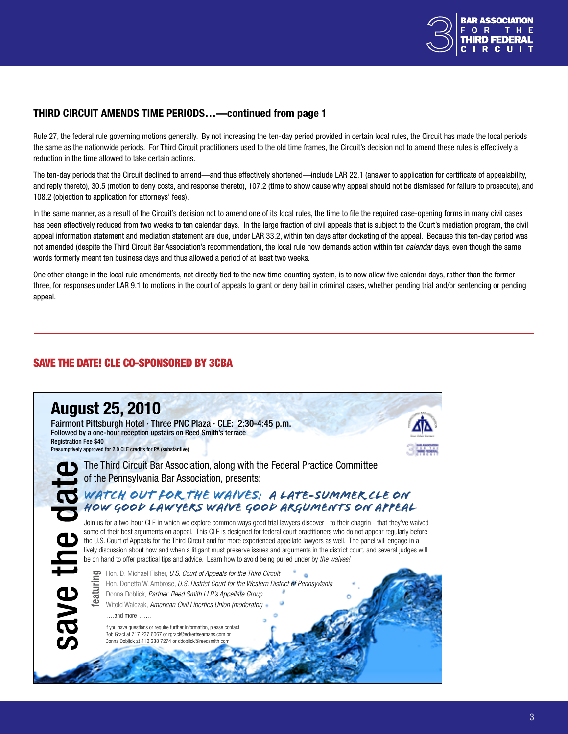## THIRD CIRCUIT AMENDS TIME PERIODS…—continued from page 1

Rule 27, the federal rule governing motions generally. By not increasing the ten-day period provided in certain local rules, the Circuit has made the local periods the same as the nationwide periods. For Third Circuit practitioners used to the old time frames, the Circuit's decision not to amend these rules is effectively a reduction in the time allowed to take certain actions.

The ten-day periods that the Circuit declined to amend—and thus effectively shortened—include LAR 22.1 (answer to application for certificate of appealability, and reply thereto), 30.5 (motion to deny costs, and response thereto), 107.2 (time to show cause why appeal should not be dismissed for failure to prosecute), and 108.2 (objection to application for attorneys' fees).

In the same manner, as a result of the Circuit's decision not to amend one of its local rules, the time to file the required case-opening forms in many civil cases has been effectively reduced from two weeks to ten calendar days. In the large fraction of civil appeals that is subject to the Court's mediation program, the civil appeal information statement and mediation statement are due, under LAR 33.2, within ten days after docketing of the appeal. Because this ten-day period was not amended (despite the Third Circuit Bar Association's recommendation), the local rule now demands action within ten *calendar* days, even though the same words formerly meant ten business days and thus allowed a period of at least two weeks.

One other change in the local rule amendments, not directly tied to the new time-counting system, is to now allow five calendar days, rather than the former three, for responses under LAR 9.1 to motions in the court of appeals to grant or deny bail in criminal cases, whether pending trial and/or sentencing or pending appeal.

---

## SAVE THE DATE! CLE CO-SPONSORED BY 3CBA

**save the date**

# August 25, 2010

**Fairmont Pittsburgh Hotel · Three PNC Plaza · CLE: 2:30-4:45 p.m.**
Followed by a one-hour reception upstairs on Reed Smith's terrace
Registration Fee $40
Presumptively approved for 2.0 CLE credits for PA (substantive)

The Third Circuit Bar Association, along with the Federal Practice Committee of the Pennsylvania Bar Association, presents:

### WATCH OUT FOR THE WAIVES: A LATE-SUMMER CLE ON HOW GOOD LAWYERS WAIVE GOOD ARGUMENTS ON APPEAL

Join us for a two-hour CLE in which we explore common ways good trial lawyers discover - to their chagrin - that they've waived some of their best arguments on appeal. This CLE is designed for federal court practitioners who do not appear regularly before the U.S. Court of Appeals for the Third Circuit and for more experienced appellate lawyers as well. The panel will engage in a lively discussion about how and when a litigant must preserve issues and arguments in the district court, and several judges will be on hand to offer practical tips and advice. Learn how to avoid being pulled under by *the waives!*

**featuring**

- Hon. D. Michael Fisher, *U.S. Court of Appeals for the Third Circuit*
- Hon. Donetta W. Ambrose, *U.S. District Court for the Western District of Pennsylvania*
- Donna Doblick, *Partner, Reed Smith LLP's Appellate Group*
- Witold Walczak, *American Civil Liberties Union (moderator)*
- ….and more…….

If you have questions or require further information, please contact Bob Graci at 717 237 6067 or rgraci@eckertseamans.com or Donna Doblick at 412 288 7274 or ddoblick@reedsmith.com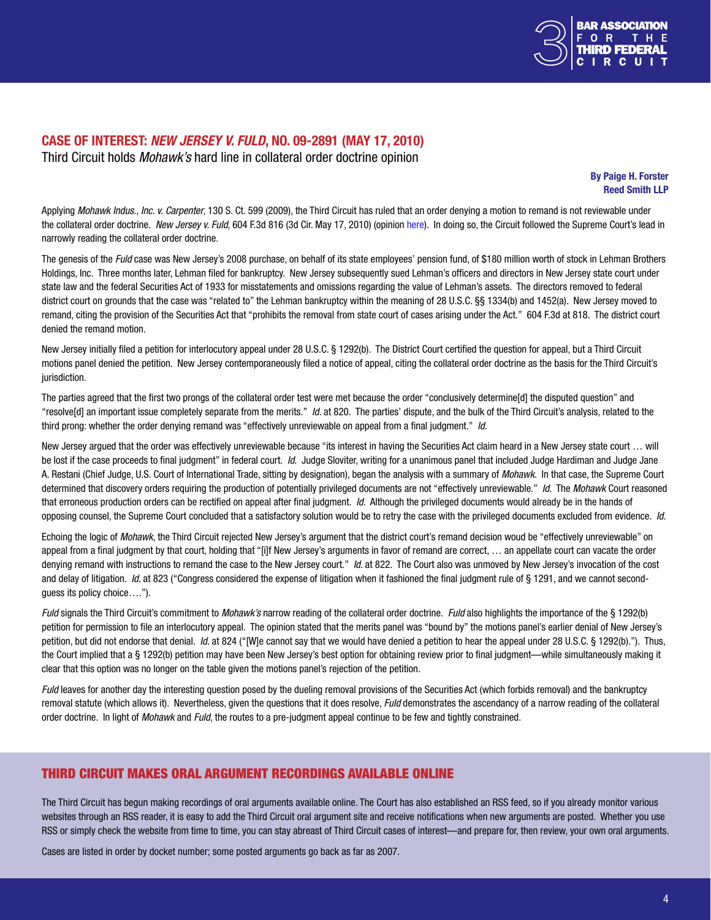## CASE OF INTEREST: *NEW JERSEY V. FULD*, NO. 09-2891 (MAY 17, 2010)

Third Circuit holds *Mohawk's* hard line in collateral order doctrine opinion

**By Paige H. Forster**
**Reed Smith LLP**

Applying *Mohawk Indus., Inc. v. Carpenter*, 130 S. Ct. 599 (2009), the Third Circuit has ruled that an order denying a motion to remand is not reviewable under the collateral order doctrine. *New Jersey v. Fuld*, 604 F.3d 816 (3d Cir. May 17, 2010) (opinion here). In doing so, the Circuit followed the Supreme Court's lead in narrowly reading the collateral order doctrine.

The genesis of the *Fuld* case was New Jersey's 2008 purchase, on behalf of its state employees' pension fund, of $180 million worth of stock in Lehman Brothers Holdings, Inc. Three months later, Lehman filed for bankruptcy. New Jersey subsequently sued Lehman's officers and directors in New Jersey state court under state law and the federal Securities Act of 1933 for misstatements and omissions regarding the value of Lehman's assets. The directors removed to federal district court on grounds that the case was "related to" the Lehman bankruptcy within the meaning of 28 U.S.C. §§ 1334(b) and 1452(a). New Jersey moved to remand, citing the provision of the Securities Act that "prohibits the removal from state court of cases arising under the Act." 604 F.3d at 818. The district court denied the remand motion.

New Jersey initially filed a petition for interlocutory appeal under 28 U.S.C. § 1292(b). The District Court certified the question for appeal, but a Third Circuit motions panel denied the petition. New Jersey contemporaneously filed a notice of appeal, citing the collateral order doctrine as the basis for the Third Circuit's jurisdiction.

The parties agreed that the first two prongs of the collateral order test were met because the order "conclusively determine[d] the disputed question" and "resolve[d] an important issue completely separate from the merits." *Id.* at 820. The parties' dispute, and the bulk of the Third Circuit's analysis, related to the third prong: whether the order denying remand was "effectively unreviewable on appeal from a final judgment." *Id.*

New Jersey argued that the order was effectively unreviewable because "its interest in having the Securities Act claim heard in a New Jersey state court … will be lost if the case proceeds to final judgment" in federal court. *Id.* Judge Sloviter, writing for a unanimous panel that included Judge Hardiman and Judge Jane A. Restani (Chief Judge, U.S. Court of International Trade, sitting by designation), began the analysis with a summary of *Mohawk*. In that case, the Supreme Court determined that discovery orders requiring the production of potentially privileged documents are not "effectively unreviewable." *Id.* The *Mohawk* Court reasoned that erroneous production orders can be rectified on appeal after final judgment. *Id.* Although the privileged documents would already be in the hands of opposing counsel, the Supreme Court concluded that a satisfactory solution would be to retry the case with the privileged documents excluded from evidence. *Id.*

Echoing the logic of *Mohawk*, the Third Circuit rejected New Jersey's argument that the district court's remand decision woud be "effectively unreviewable" on appeal from a final judgment by that court, holding that "[i]f New Jersey's arguments in favor of remand are correct, … an appellate court can vacate the order denying remand with instructions to remand the case to the New Jersey court." *Id.* at 822. The Court also was unmoved by New Jersey's invocation of the cost and delay of litigation. *Id.* at 823 ("Congress considered the expense of litigation when it fashioned the final judgment rule of § 1291, and we cannot second-guess its policy choice….").

*Fuld* signals the Third Circuit's commitment to *Mohawk's* narrow reading of the collateral order doctrine. *Fuld* also highlights the importance of the § 1292(b) petition for permission to file an interlocutory appeal. The opinion stated that the merits panel was "bound by" the motions panel's earlier denial of New Jersey's petition, but did not endorse that denial. *Id.* at 824 ("[W]e cannot say that we would have denied a petition to hear the appeal under 28 U.S.C. § 1292(b)."). Thus, the Court implied that a § 1292(b) petition may have been New Jersey's best option for obtaining review prior to final judgment—while simultaneously making it clear that this option was no longer on the table given the motions panel's rejection of the petition.

*Fuld* leaves for another day the interesting question posed by the dueling removal provisions of the Securities Act (which forbids removal) and the bankruptcy removal statute (which allows it). Nevertheless, given the questions that it does resolve, *Fuld* demonstrates the ascendancy of a narrow reading of the collateral order doctrine. In light of *Mohawk* and *Fuld*, the routes to a pre-judgment appeal continue to be few and tightly constrained.

## THIRD CIRCUIT MAKES ORAL ARGUMENT RECORDINGS AVAILABLE ONLINE

The Third Circuit has begun making recordings of oral arguments available online. The Court has also established an RSS feed, so if you already monitor various websites through an RSS reader, it is easy to add the Third Circuit oral argument site and receive notifications when new arguments are posted. Whether you use RSS or simply check the website from time to time, you can stay abreast of Third Circuit cases of interest—and prepare for, then review, your own oral arguments.

Cases are listed in order by docket number; some posted arguments go back as far as 2007.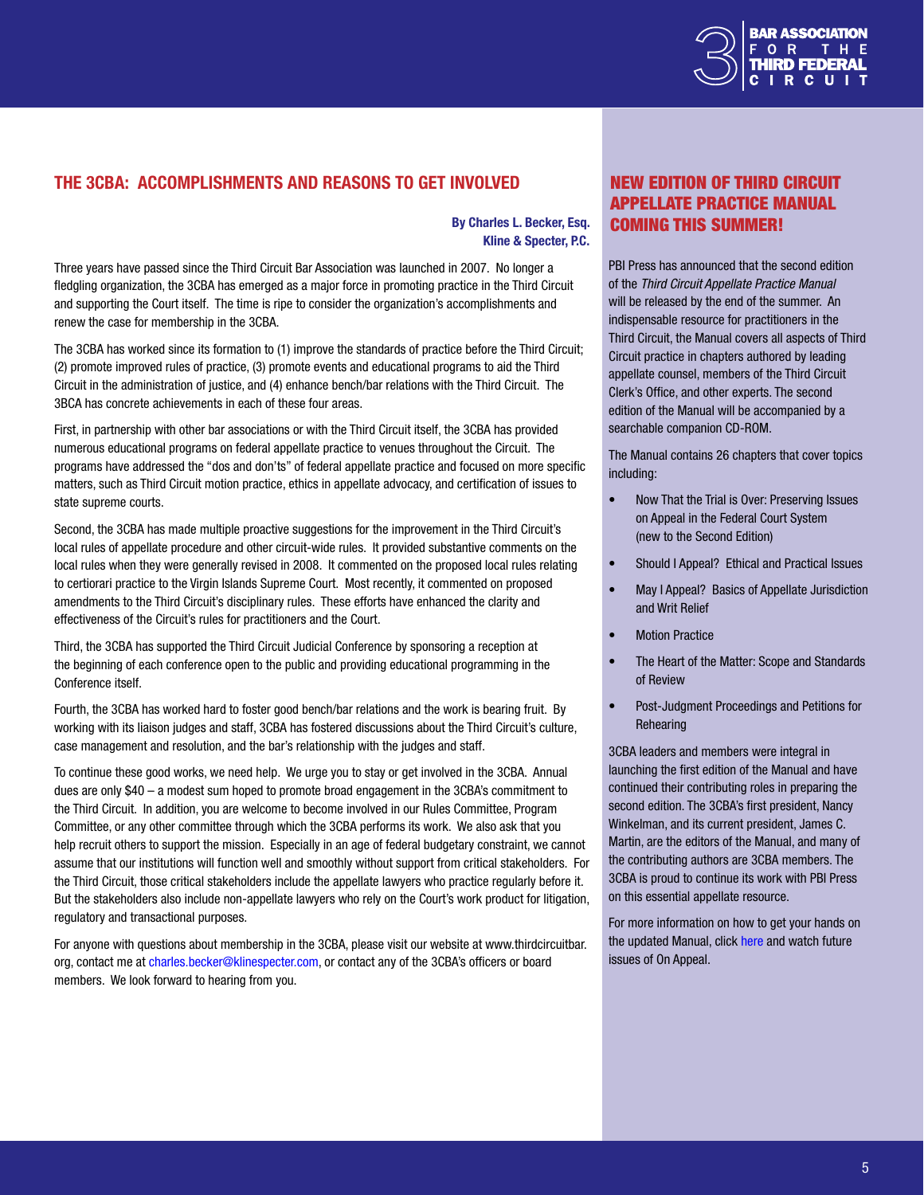## THE 3CBA: ACCOMPLISHMENTS AND REASONS TO GET INVOLVED

**By Charles L. Becker, Esq.**
**Kline & Specter, P.C.**

Three years have passed since the Third Circuit Bar Association was launched in 2007. No longer a fledgling organization, the 3CBA has emerged as a major force in promoting practice in the Third Circuit and supporting the Court itself. The time is ripe to consider the organization's accomplishments and renew the case for membership in the 3CBA.

The 3CBA has worked since its formation to (1) improve the standards of practice before the Third Circuit; (2) promote improved rules of practice, (3) promote events and educational programs to aid the Third Circuit in the administration of justice, and (4) enhance bench/bar relations with the Third Circuit. The 3BCA has concrete achievements in each of these four areas.

First, in partnership with other bar associations or with the Third Circuit itself, the 3CBA has provided numerous educational programs on federal appellate practice to venues throughout the Circuit. The programs have addressed the "dos and don'ts" of federal appellate practice and focused on more specific matters, such as Third Circuit motion practice, ethics in appellate advocacy, and certification of issues to state supreme courts.

Second, the 3CBA has made multiple proactive suggestions for the improvement in the Third Circuit's local rules of appellate procedure and other circuit-wide rules. It provided substantive comments on the local rules when they were generally revised in 2008. It commented on the proposed local rules relating to certiorari practice to the Virgin Islands Supreme Court. Most recently, it commented on proposed amendments to the Third Circuit's disciplinary rules. These efforts have enhanced the clarity and effectiveness of the Circuit's rules for practitioners and the Court.

Third, the 3CBA has supported the Third Circuit Judicial Conference by sponsoring a reception at the beginning of each conference open to the public and providing educational programming in the Conference itself.

Fourth, the 3CBA has worked hard to foster good bench/bar relations and the work is bearing fruit. By working with its liaison judges and staff, 3CBA has fostered discussions about the Third Circuit's culture, case management and resolution, and the bar's relationship with the judges and staff.

To continue these good works, we need help. We urge you to stay or get involved in the 3CBA. Annual dues are only $40 – a modest sum hoped to promote broad engagement in the 3CBA's commitment to the Third Circuit. In addition, you are welcome to become involved in our Rules Committee, Program Committee, or any other committee through which the 3CBA performs its work. We also ask that you help recruit others to support the mission. Especially in an age of federal budgetary constraint, we cannot assume that our institutions will function well and smoothly without support from critical stakeholders. For the Third Circuit, those critical stakeholders include the appellate lawyers who practice regularly before it. But the stakeholders also include non-appellate lawyers who rely on the Court's work product for litigation, regulatory and transactional purposes.

For anyone with questions about membership in the 3CBA, please visit our website at www.thirdcircuitbar.org, contact me at charles.becker@klinespecter.com, or contact any of the 3CBA's officers or board members. We look forward to hearing from you.

## NEW EDITION OF THIRD CIRCUIT APPELLATE PRACTICE MANUAL COMING THIS SUMMER!

PBI Press has announced that the second edition of the *Third Circuit Appellate Practice Manual* will be released by the end of the summer. An indispensable resource for practitioners in the Third Circuit, the Manual covers all aspects of Third Circuit practice in chapters authored by leading appellate counsel, members of the Third Circuit Clerk's Office, and other experts. The second edition of the Manual will be accompanied by a searchable companion CD-ROM.

The Manual contains 26 chapters that cover topics including:

- Now That the Trial is Over: Preserving Issues on Appeal in the Federal Court System (new to the Second Edition)
- Should I Appeal? Ethical and Practical Issues
- May I Appeal? Basics of Appellate Jurisdiction and Writ Relief
- Motion Practice
- The Heart of the Matter: Scope and Standards of Review
- Post-Judgment Proceedings and Petitions for Rehearing

3CBA leaders and members were integral in launching the first edition of the Manual and have continued their contributing roles in preparing the second edition. The 3CBA's first president, Nancy Winkelman, and its current president, James C. Martin, are the editors of the Manual, and many of the contributing authors are 3CBA members. The 3CBA is proud to continue its work with PBI Press on this essential appellate resource.

For more information on how to get your hands on the updated Manual, click here and watch future issues of On Appeal.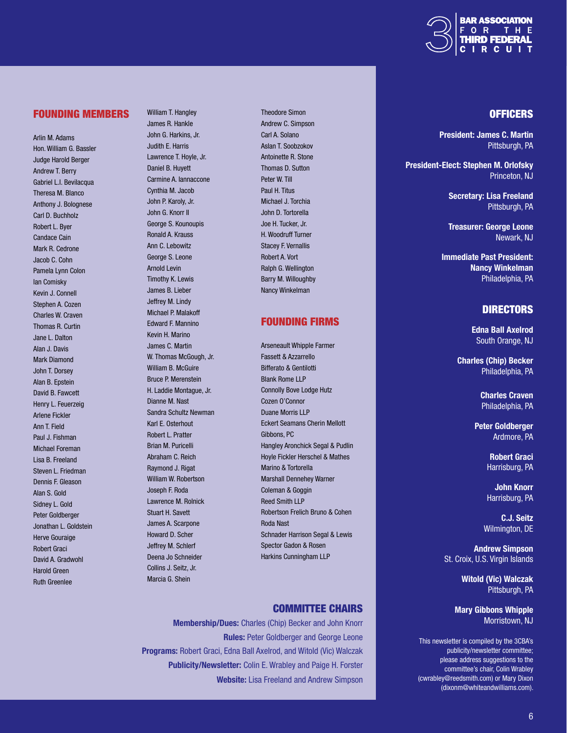BAR ASSOCIATION FOR THE THIRD FEDERAL CIRCUIT

## FOUNDING MEMBERS

Arlin M. Adams
Hon. William G. Bassler
Judge Harold Berger
Andrew T. Berry
Gabriel L.I. Bevilacqua
Theresa M. Blanco
Anthony J. Bolognese
Carl D. Buchholz
Robert L. Byer
Candace Cain
Mark R. Cedrone
Jacob C. Cohn
Pamela Lynn Colon
Ian Comisky
Kevin J. Connell
Stephen A. Cozen
Charles W. Craven
Thomas R. Curtin
Jane L. Dalton
Alan J. Davis
Mark Diamond
John T. Dorsey
Alan B. Epstein
David B. Fawcett
Henry L. Feuerzeig
Arlene Fickler
Ann T. Field
Paul J. Fishman
Michael Foreman
Lisa B. Freeland
Steven L. Friedman
Dennis F. Gleason
Alan S. Gold
Sidney L. Gold
Peter Goldberger
Jonathan L. Goldstein
Herve Gouraige
Robert Graci
David A. Gradwohl
Harold Green
Ruth Greenlee
William T. Hangley
James R. Hankle
John G. Harkins, Jr.
Judith E. Harris
Lawrence T. Hoyle, Jr.
Daniel B. Huyett
Carmine A. Iannaccone
Cynthia M. Jacob
John P. Karoly, Jr.
John G. Knorr II
George S. Kounoupis
Ronald A. Krauss
Ann C. Lebowitz
George S. Leone
Arnold Levin
Timothy K. Lewis
James B. Lieber
Jeffrey M. Lindy
Michael P. Malakoff
Edward F. Mannino
Kevin H. Marino
James C. Martin
W. Thomas McGough, Jr.
William B. McGuire
Bruce P. Merenstein
H. Laddie Montague, Jr.
Dianne M. Nast
Sandra Schultz Newman
Karl E. Osterhout
Robert L. Pratter
Brian M. Puricelli
Abraham C. Reich
Raymond J. Rigat
William W. Robertson
Joseph F. Roda
Lawrence M. Rolnick
Stuart H. Savett
James A. Scarpone
Howard D. Scher
Jeffrey M. Schlerf
Deena Jo Schneider
Collins J. Seitz, Jr.
Marcia G. Shein
Theodore Simon
Andrew C. Simpson
Carl A. Solano
Aslan T. Soobzokov
Antoinette R. Stone
Thomas D. Sutton
Peter W. Till
Paul H. Titus
Michael J. Torchia
John D. Tortorella
Joe H. Tucker, Jr.
H. Woodruff Turner
Stacey F. Vernallis
Robert A. Vort
Ralph G. Wellington
Barry M. Willoughby
Nancy Winkelman

## FOUNDING FIRMS

Arseneault Whipple Farmer Fassett & Azzarello
Bifferato & Gentilotti
Blank Rome LLP
Connolly Bove Lodge Hutz
Cozen O'Connor
Duane Morris LLP
Eckert Seamans Cherin Mellott
Gibbons, PC
Hangley Aronchick Segal & Pudlin
Hoyle Fickler Herschel & Mathes
Marino & Tortorella
Marshall Dennehey Warner Coleman & Goggin
Reed Smith LLP
Robertson Frelich Bruno & Cohen
Roda Nast
Schnader Harrison Segal & Lewis
Spector Gadon & Rosen
Harkins Cunningham LLP

## COMMITTEE CHAIRS

**Membership/Dues:** Charles (Chip) Becker and John Knorr
**Rules:** Peter Goldberger and George Leone
**Programs:** Robert Graci, Edna Ball Axelrod, and Witold (Vic) Walczak
**Publicity/Newsletter:** Colin E. Wrabley and Paige H. Forster
**Website:** Lisa Freeland and Andrew Simpson

## OFFICERS

**President: James C. Martin**
Pittsburgh, PA

**President-Elect: Stephen M. Orlofsky**
Princeton, NJ

**Secretary: Lisa Freeland**
Pittsburgh, PA

**Treasurer: George Leone**
Newark, NJ

**Immediate Past President: Nancy Winkelman**
Philadelphia, PA

## DIRECTORS

**Edna Ball Axelrod**
South Orange, NJ

**Charles (Chip) Becker**
Philadelphia, PA

**Charles Craven**
Philadelphia, PA

**Peter Goldberger**
Ardmore, PA

**Robert Graci**
Harrisburg, PA

**John Knorr**
Harrisburg, PA

**C.J. Seitz**
Wilmington, DE

**Andrew Simpson**
St. Croix, U.S. Virgin Islands

**Witold (Vic) Walczak**
Pittsburgh, PA

**Mary Gibbons Whipple**
Morristown, NJ

This newsletter is compiled by the 3CBA's publicity/newsletter committee; please address suggestions to the committee's chair, Colin Wrabley (cwrabley@reedsmith.com) or Mary Dixon (dixonm@whiteandwilliams.com).